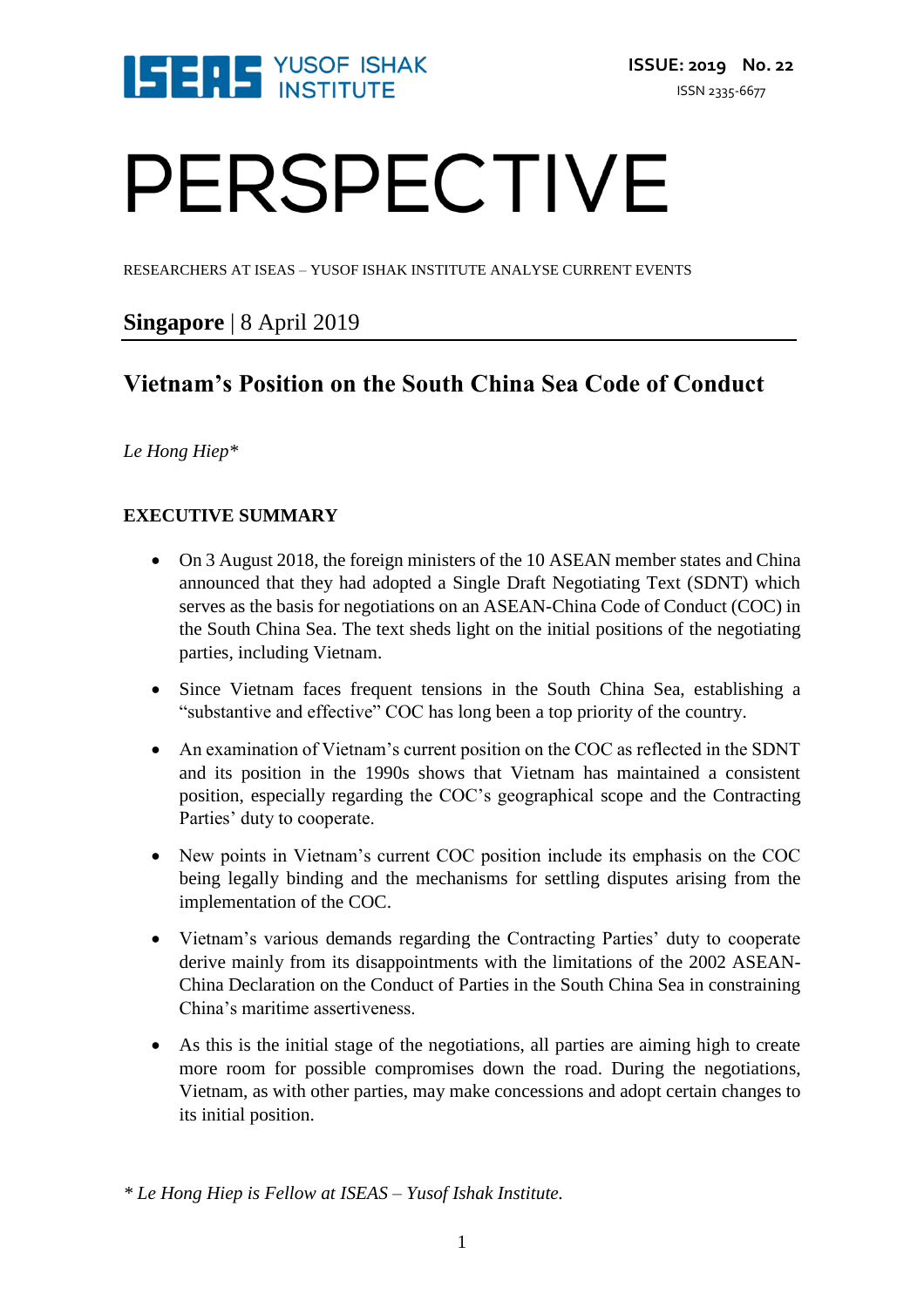ISEAS YUSOF ISHAK INSTITUTE

**ISSUE: 2019 No. 22**

ISSN 2335-6677

# PERSPECTIVE

RESEARCHERS AT ISEAS – YUSOF ISHAK INSTITUTE ANALYSE CURRENT EVENTS

**Singapore** | 8 April 2019

## Vietnam's Position on the South China Sea Code of Conduct

*Le Hong Hiep\**

### EXECUTIVE SUMMARY

- On 3 August 2018, the foreign ministers of the 10 ASEAN member states and China announced that they had adopted a Single Draft Negotiating Text (SDNT) which serves as the basis for negotiations on an ASEAN-China Code of Conduct (COC) in the South China Sea. The text sheds light on the initial positions of the negotiating parties, including Vietnam.
- Since Vietnam faces frequent tensions in the South China Sea, establishing a "substantive and effective" COC has long been a top priority of the country.
- An examination of Vietnam's current position on the COC as reflected in the SDNT and its position in the 1990s shows that Vietnam has maintained a consistent position, especially regarding the COC's geographical scope and the Contracting Parties' duty to cooperate.
- New points in Vietnam's current COC position include its emphasis on the COC being legally binding and the mechanisms for settling disputes arising from the implementation of the COC.
- Vietnam's various demands regarding the Contracting Parties' duty to cooperate derive mainly from its disappointments with the limitations of the 2002 ASEAN-China Declaration on the Conduct of Parties in the South China Sea in constraining China's maritime assertiveness.
- As this is the initial stage of the negotiations, all parties are aiming high to create more room for possible compromises down the road. During the negotiations, Vietnam, as with other parties, may make concessions and adopt certain changes to its initial position.

*\* Le Hong Hiep is Fellow at ISEAS – Yusof Ishak Institute.*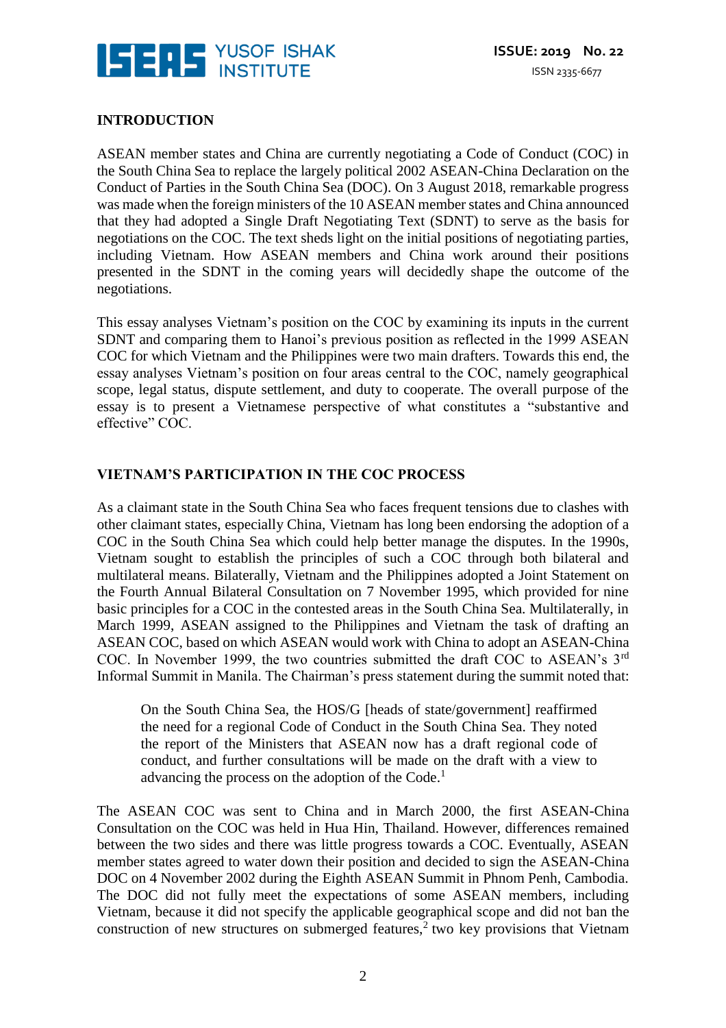## INTRODUCTION

ASEAN member states and China are currently negotiating a Code of Conduct (COC) in the South China Sea to replace the largely political 2002 ASEAN-China Declaration on the Conduct of Parties in the South China Sea (DOC). On 3 August 2018, remarkable progress was made when the foreign ministers of the 10 ASEAN member states and China announced that they had adopted a Single Draft Negotiating Text (SDNT) to serve as the basis for negotiations on the COC. The text sheds light on the initial positions of negotiating parties, including Vietnam. How ASEAN members and China work around their positions presented in the SDNT in the coming years will decidedly shape the outcome of the negotiations.

This essay analyses Vietnam's position on the COC by examining its inputs in the current SDNT and comparing them to Hanoi's previous position as reflected in the 1999 ASEAN COC for which Vietnam and the Philippines were two main drafters. Towards this end, the essay analyses Vietnam's position on four areas central to the COC, namely geographical scope, legal status, dispute settlement, and duty to cooperate. The overall purpose of the essay is to present a Vietnamese perspective of what constitutes a "substantive and effective" COC.

## VIETNAM'S PARTICIPATION IN THE COC PROCESS

As a claimant state in the South China Sea who faces frequent tensions due to clashes with other claimant states, especially China, Vietnam has long been endorsing the adoption of a COC in the South China Sea which could help better manage the disputes. In the 1990s, Vietnam sought to establish the principles of such a COC through both bilateral and multilateral means. Bilaterally, Vietnam and the Philippines adopted a Joint Statement on the Fourth Annual Bilateral Consultation on 7 November 1995, which provided for nine basic principles for a COC in the contested areas in the South China Sea. Multilaterally, in March 1999, ASEAN assigned to the Philippines and Vietnam the task of drafting an ASEAN COC, based on which ASEAN would work with China to adopt an ASEAN-China COC. In November 1999, the two countries submitted the draft COC to ASEAN's 3rd Informal Summit in Manila. The Chairman's press statement during the summit noted that:

> On the South China Sea, the HOS/G [heads of state/government] reaffirmed the need for a regional Code of Conduct in the South China Sea. They noted the report of the Ministers that ASEAN now has a draft regional code of conduct, and further consultations will be made on the draft with a view to advancing the process on the adoption of the Code.[1]

The ASEAN COC was sent to China and in March 2000, the first ASEAN-China Consultation on the COC was held in Hua Hin, Thailand. However, differences remained between the two sides and there was little progress towards a COC. Eventually, ASEAN member states agreed to water down their position and decided to sign the ASEAN-China DOC on 4 November 2002 during the Eighth ASEAN Summit in Phnom Penh, Cambodia. The DOC did not fully meet the expectations of some ASEAN members, including Vietnam, because it did not specify the applicable geographical scope and did not ban the construction of new structures on submerged features,[2] two key provisions that Vietnam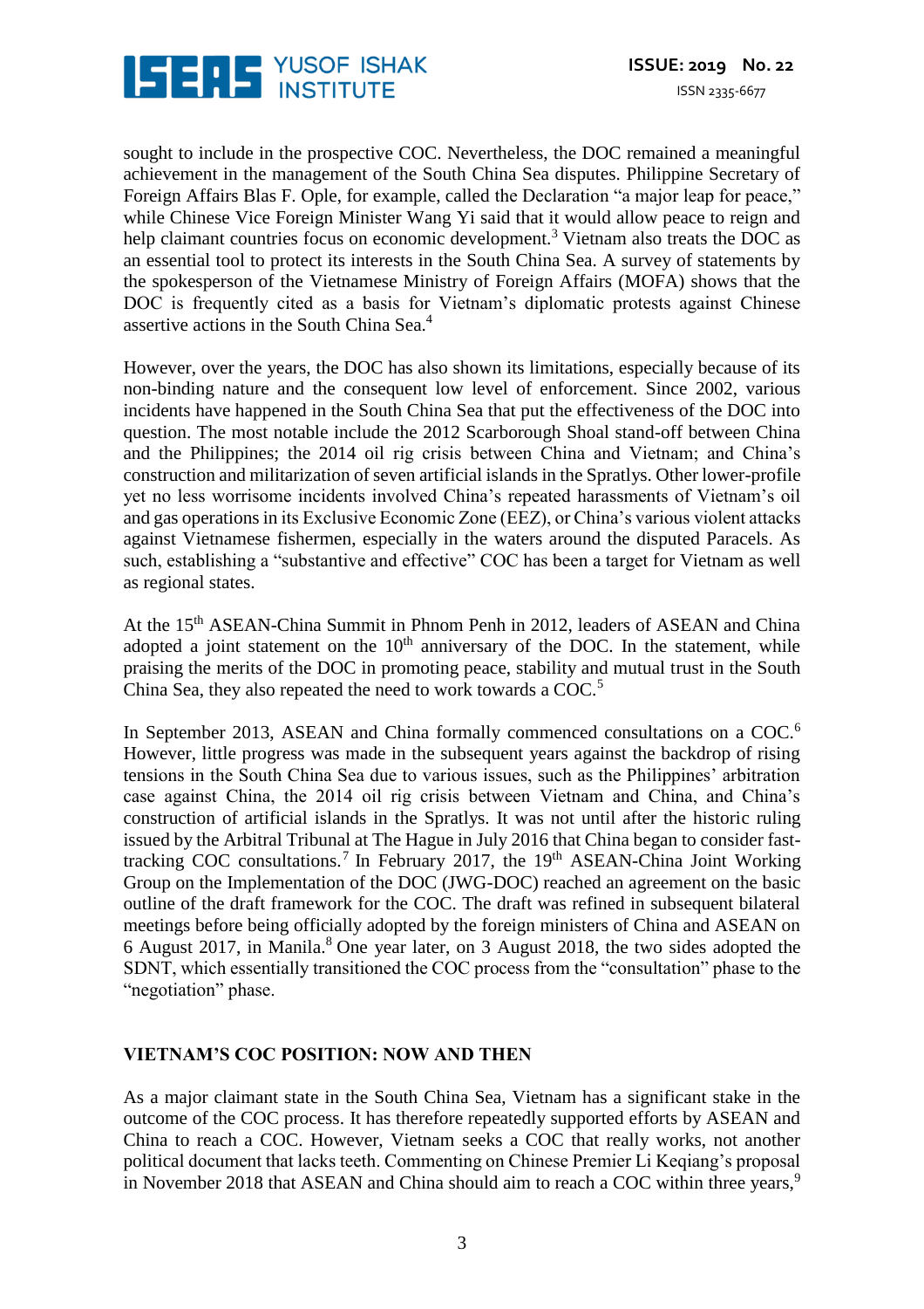sought to include in the prospective COC. Nevertheless, the DOC remained a meaningful achievement in the management of the South China Sea disputes. Philippine Secretary of Foreign Affairs Blas F. Ople, for example, called the Declaration "a major leap for peace," while Chinese Vice Foreign Minister Wang Yi said that it would allow peace to reign and help claimant countries focus on economic development.[3] Vietnam also treats the DOC as an essential tool to protect its interests in the South China Sea. A survey of statements by the spokesperson of the Vietnamese Ministry of Foreign Affairs (MOFA) shows that the DOC is frequently cited as a basis for Vietnam's diplomatic protests against Chinese assertive actions in the South China Sea.[4]

However, over the years, the DOC has also shown its limitations, especially because of its non-binding nature and the consequent low level of enforcement. Since 2002, various incidents have happened in the South China Sea that put the effectiveness of the DOC into question. The most notable include the 2012 Scarborough Shoal stand-off between China and the Philippines; the 2014 oil rig crisis between China and Vietnam; and China's construction and militarization of seven artificial islands in the Spratlys. Other lower-profile yet no less worrisome incidents involved China's repeated harassments of Vietnam's oil and gas operations in its Exclusive Economic Zone (EEZ), or China's various violent attacks against Vietnamese fishermen, especially in the waters around the disputed Paracels. As such, establishing a "substantive and effective" COC has been a target for Vietnam as well as regional states.

At the 15th ASEAN-China Summit in Phnom Penh in 2012, leaders of ASEAN and China adopted a joint statement on the 10th anniversary of the DOC. In the statement, while praising the merits of the DOC in promoting peace, stability and mutual trust in the South China Sea, they also repeated the need to work towards a COC.[5]

In September 2013, ASEAN and China formally commenced consultations on a COC.[6] However, little progress was made in the subsequent years against the backdrop of rising tensions in the South China Sea due to various issues, such as the Philippines' arbitration case against China, the 2014 oil rig crisis between Vietnam and China, and China's construction of artificial islands in the Spratlys. It was not until after the historic ruling issued by the Arbitral Tribunal at The Hague in July 2016 that China began to consider fast-tracking COC consultations.[7] In February 2017, the 19th ASEAN-China Joint Working Group on the Implementation of the DOC (JWG-DOC) reached an agreement on the basic outline of the draft framework for the COC. The draft was refined in subsequent bilateral meetings before being officially adopted by the foreign ministers of China and ASEAN on 6 August 2017, in Manila.[8] One year later, on 3 August 2018, the two sides adopted the SDNT, which essentially transitioned the COC process from the "consultation" phase to the "negotiation" phase.

## VIETNAM'S COC POSITION: NOW AND THEN

As a major claimant state in the South China Sea, Vietnam has a significant stake in the outcome of the COC process. It has therefore repeatedly supported efforts by ASEAN and China to reach a COC. However, Vietnam seeks a COC that really works, not another political document that lacks teeth. Commenting on Chinese Premier Li Keqiang's proposal in November 2018 that ASEAN and China should aim to reach a COC within three years,[9]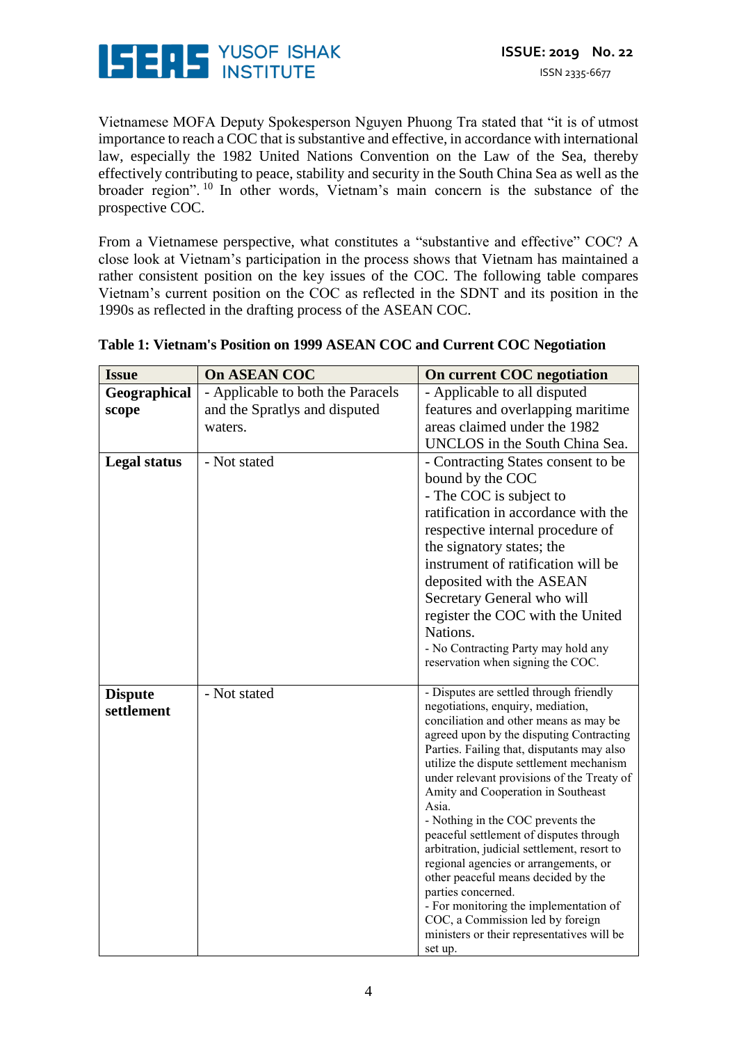Vietnamese MOFA Deputy Spokesperson Nguyen Phuong Tra stated that "it is of utmost importance to reach a COC that is substantive and effective, in accordance with international law, especially the 1982 United Nations Convention on the Law of the Sea, thereby effectively contributing to peace, stability and security in the South China Sea as well as the broader region".[10] In other words, Vietnam's main concern is the substance of the prospective COC.

From a Vietnamese perspective, what constitutes a "substantive and effective" COC? A close look at Vietnam's participation in the process shows that Vietnam has maintained a rather consistent position on the key issues of the COC. The following table compares Vietnam's current position on the COC as reflected in the SDNT and its position in the 1990s as reflected in the drafting process of the ASEAN COC.

**Table 1: Vietnam's Position on 1999 ASEAN COC and Current COC Negotiation**

| Issue | On ASEAN COC | On current COC negotiation |
| --- | --- | --- |
| **Geographical scope** | - Applicable to both the Paracels and the Spratlys and disputed waters. | - Applicable to all disputed features and overlapping maritime areas claimed under the 1982 UNCLOS in the South China Sea. |
| **Legal status** | - Not stated | - Contracting States consent to be bound by the COC<br>- The COC is subject to ratification in accordance with the respective internal procedure of the signatory states; the instrument of ratification will be deposited with the ASEAN Secretary General who will register the COC with the United Nations.<br>- No Contracting Party may hold any reservation when signing the COC. |
| **Dispute settlement** | - Not stated | - Disputes are settled through friendly negotiations, enquiry, mediation, conciliation and other means as may be agreed upon by the disputing Contracting Parties. Failing that, disputants may also utilize the dispute settlement mechanism under relevant provisions of the Treaty of Amity and Cooperation in Southeast Asia.<br>- Nothing in the COC prevents the peaceful settlement of disputes through arbitration, judicial settlement, resort to regional agencies or arrangements, or other peaceful means decided by the parties concerned.<br>- For monitoring the implementation of COC, a Commission led by foreign ministers or their representatives will be set up. |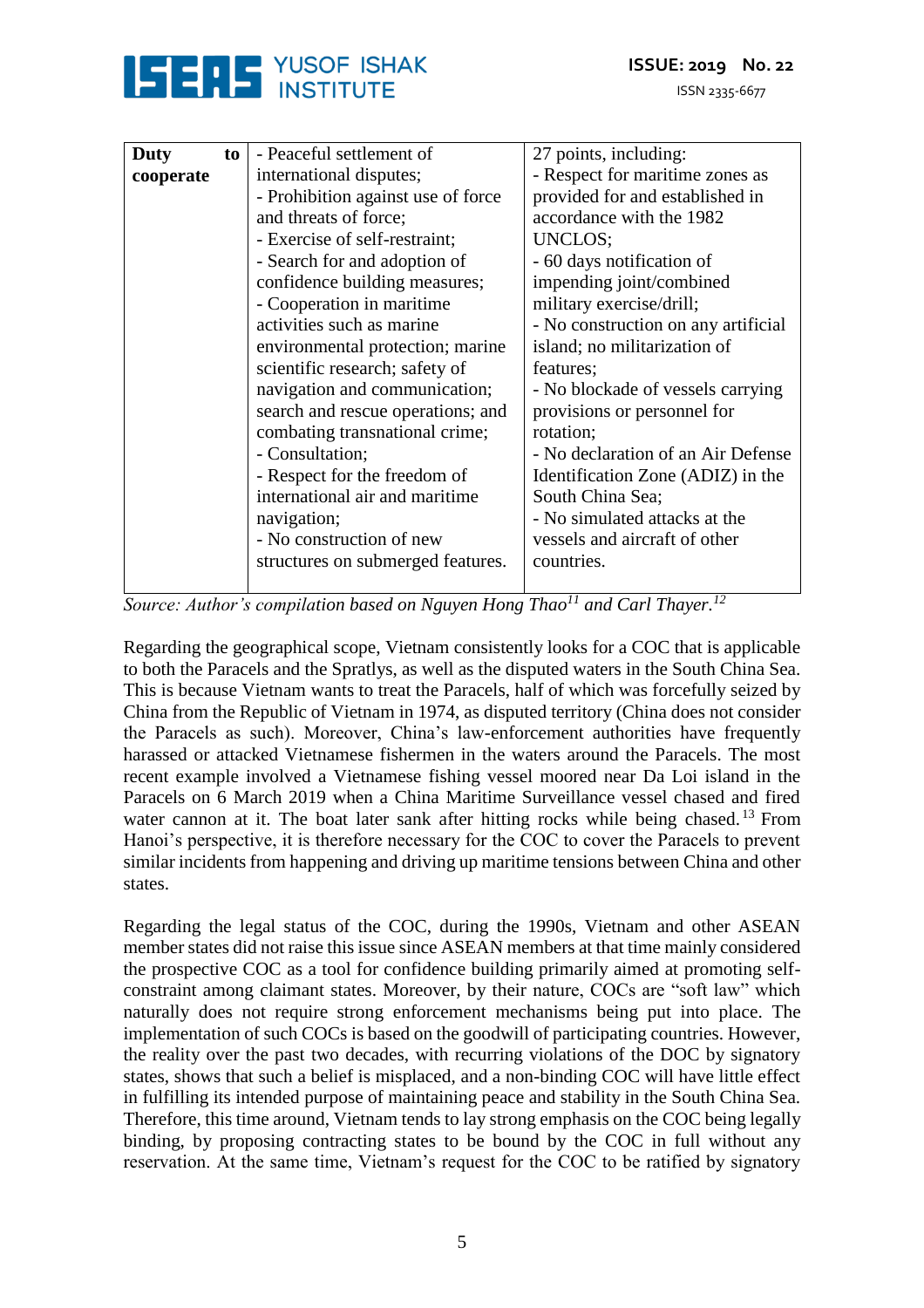| | | |
|---|---|---|
| **Duty to cooperate** | - Peaceful settlement of international disputes;<br>- Prohibition against use of force and threats of force;<br>- Exercise of self-restraint;<br>- Search for and adoption of confidence building measures;<br>- Cooperation in maritime activities such as marine environmental protection; marine scientific research; safety of navigation and communication; search and rescue operations; and combating transnational crime;<br>- Consultation;<br>- Respect for the freedom of international air and maritime navigation;<br>- No construction of new structures on submerged features. | 27 points, including:<br>- Respect for maritime zones as provided for and established in accordance with the 1982 UNCLOS;<br>- 60 days notification of impending joint/combined military exercise/drill;<br>- No construction on any artificial island; no militarization of features;<br>- No blockade of vessels carrying provisions or personnel for rotation;<br>- No declaration of an Air Defense Identification Zone (ADIZ) in the South China Sea;<br>- No simulated attacks at the vessels and aircraft of other countries. |

*Source: Author's compilation based on Nguyen Hong Thao[11] and Carl Thayer.[12]*

Regarding the geographical scope, Vietnam consistently looks for a COC that is applicable to both the Paracels and the Spratlys, as well as the disputed waters in the South China Sea. This is because Vietnam wants to treat the Paracels, half of which was forcefully seized by China from the Republic of Vietnam in 1974, as disputed territory (China does not consider the Paracels as such). Moreover, China's law-enforcement authorities have frequently harassed or attacked Vietnamese fishermen in the waters around the Paracels. The most recent example involved a Vietnamese fishing vessel moored near Da Loi island in the Paracels on 6 March 2019 when a China Maritime Surveillance vessel chased and fired water cannon at it. The boat later sank after hitting rocks while being chased.[13] From Hanoi's perspective, it is therefore necessary for the COC to cover the Paracels to prevent similar incidents from happening and driving up maritime tensions between China and other states.

Regarding the legal status of the COC, during the 1990s, Vietnam and other ASEAN member states did not raise this issue since ASEAN members at that time mainly considered the prospective COC as a tool for confidence building primarily aimed at promoting self-constraint among claimant states. Moreover, by their nature, COCs are "soft law" which naturally does not require strong enforcement mechanisms being put into place. The implementation of such COCs is based on the goodwill of participating countries. However, the reality over the past two decades, with recurring violations of the DOC by signatory states, shows that such a belief is misplaced, and a non-binding COC will have little effect in fulfilling its intended purpose of maintaining peace and stability in the South China Sea. Therefore, this time around, Vietnam tends to lay strong emphasis on the COC being legally binding, by proposing contracting states to be bound by the COC in full without any reservation. At the same time, Vietnam's request for the COC to be ratified by signatory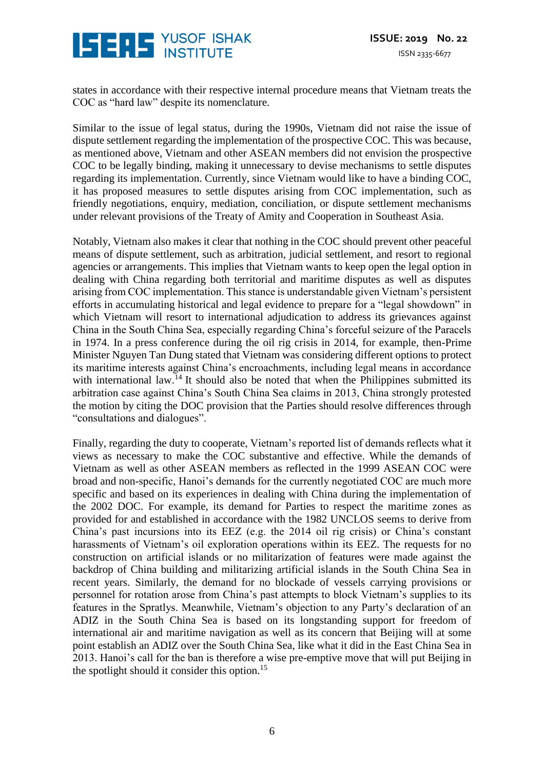states in accordance with their respective internal procedure means that Vietnam treats the COC as "hard law" despite its nomenclature.

Similar to the issue of legal status, during the 1990s, Vietnam did not raise the issue of dispute settlement regarding the implementation of the prospective COC. This was because, as mentioned above, Vietnam and other ASEAN members did not envision the prospective COC to be legally binding, making it unnecessary to devise mechanisms to settle disputes regarding its implementation. Currently, since Vietnam would like to have a binding COC, it has proposed measures to settle disputes arising from COC implementation, such as friendly negotiations, enquiry, mediation, conciliation, or dispute settlement mechanisms under relevant provisions of the Treaty of Amity and Cooperation in Southeast Asia.

Notably, Vietnam also makes it clear that nothing in the COC should prevent other peaceful means of dispute settlement, such as arbitration, judicial settlement, and resort to regional agencies or arrangements. This implies that Vietnam wants to keep open the legal option in dealing with China regarding both territorial and maritime disputes as well as disputes arising from COC implementation. This stance is understandable given Vietnam's persistent efforts in accumulating historical and legal evidence to prepare for a "legal showdown" in which Vietnam will resort to international adjudication to address its grievances against China in the South China Sea, especially regarding China's forceful seizure of the Paracels in 1974. In a press conference during the oil rig crisis in 2014, for example, then-Prime Minister Nguyen Tan Dung stated that Vietnam was considering different options to protect its maritime interests against China's encroachments, including legal means in accordance with international law.[14] It should also be noted that when the Philippines submitted its arbitration case against China's South China Sea claims in 2013, China strongly protested the motion by citing the DOC provision that the Parties should resolve differences through "consultations and dialogues".

Finally, regarding the duty to cooperate, Vietnam's reported list of demands reflects what it views as necessary to make the COC substantive and effective. While the demands of Vietnam as well as other ASEAN members as reflected in the 1999 ASEAN COC were broad and non-specific, Hanoi's demands for the currently negotiated COC are much more specific and based on its experiences in dealing with China during the implementation of the 2002 DOC. For example, its demand for Parties to respect the maritime zones as provided for and established in accordance with the 1982 UNCLOS seems to derive from China's past incursions into its EEZ (e.g. the 2014 oil rig crisis) or China's constant harassments of Vietnam's oil exploration operations within its EEZ. The requests for no construction on artificial islands or no militarization of features were made against the backdrop of China building and militarizing artificial islands in the South China Sea in recent years. Similarly, the demand for no blockade of vessels carrying provisions or personnel for rotation arose from China's past attempts to block Vietnam's supplies to its features in the Spratlys. Meanwhile, Vietnam's objection to any Party's declaration of an ADIZ in the South China Sea is based on its longstanding support for freedom of international air and maritime navigation as well as its concern that Beijing will at some point establish an ADIZ over the South China Sea, like what it did in the East China Sea in 2013. Hanoi's call for the ban is therefore a wise pre-emptive move that will put Beijing in the spotlight should it consider this option.[15]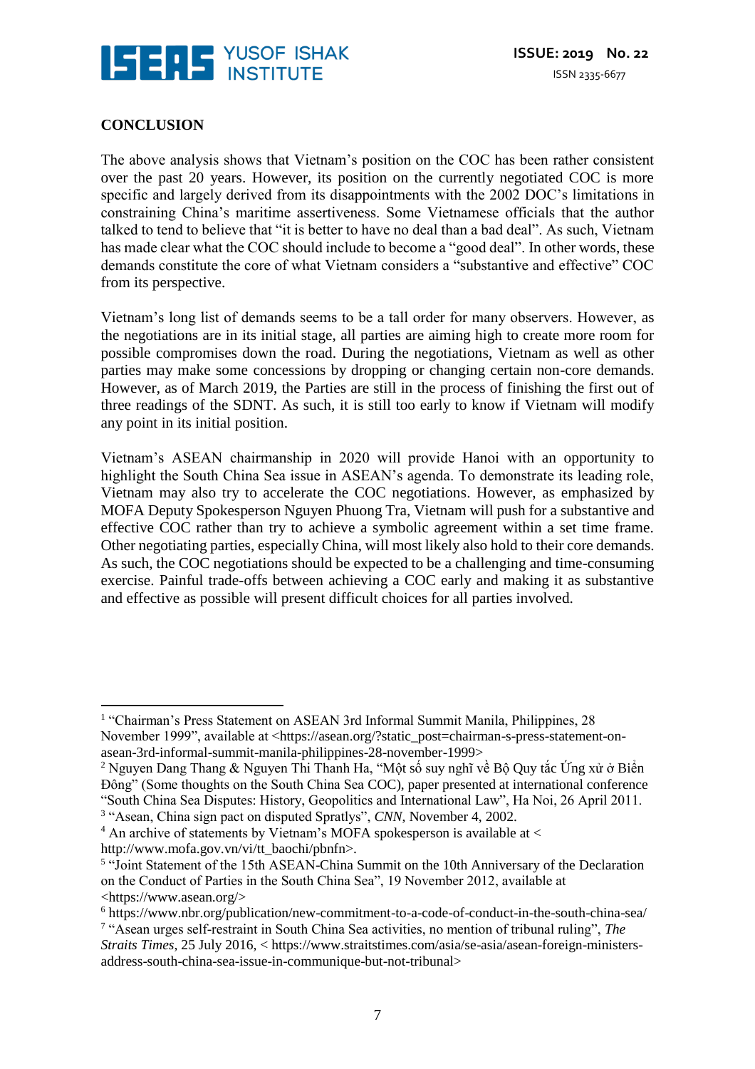**CONCLUSION**

The above analysis shows that Vietnam's position on the COC has been rather consistent over the past 20 years. However, its position on the currently negotiated COC is more specific and largely derived from its disappointments with the 2002 DOC's limitations in constraining China's maritime assertiveness. Some Vietnamese officials that the author talked to tend to believe that "it is better to have no deal than a bad deal". As such, Vietnam has made clear what the COC should include to become a "good deal". In other words, these demands constitute the core of what Vietnam considers a "substantive and effective" COC from its perspective.

Vietnam's long list of demands seems to be a tall order for many observers. However, as the negotiations are in its initial stage, all parties are aiming high to create more room for possible compromises down the road. During the negotiations, Vietnam as well as other parties may make some concessions by dropping or changing certain non-core demands. However, as of March 2019, the Parties are still in the process of finishing the first out of three readings of the SDNT. As such, it is still too early to know if Vietnam will modify any point in its initial position.

Vietnam's ASEAN chairmanship in 2020 will provide Hanoi with an opportunity to highlight the South China Sea issue in ASEAN's agenda. To demonstrate its leading role, Vietnam may also try to accelerate the COC negotiations. However, as emphasized by MOFA Deputy Spokesperson Nguyen Phuong Tra, Vietnam will push for a substantive and effective COC rather than try to achieve a symbolic agreement within a set time frame. Other negotiating parties, especially China, will most likely also hold to their core demands. As such, the COC negotiations should be expected to be a challenging and time-consuming exercise. Painful trade-offs between achieving a COC early and making it as substantive and effective as possible will present difficult choices for all parties involved.

---

[1] "Chairman's Press Statement on ASEAN 3rd Informal Summit Manila, Philippines, 28 November 1999", available at <https://asean.org/?static_post=chairman-s-press-statement-on-asean-3rd-informal-summit-manila-philippines-28-november-1999>

[2] Nguyen Dang Thang & Nguyen Thi Thanh Ha, "Một số suy nghĩ về Bộ Quy tắc Ứng xử ở Biển Đông" (Some thoughts on the South China Sea COC), paper presented at international conference "South China Sea Disputes: History, Geopolitics and International Law", Ha Noi, 26 April 2011.

[3] "Asean, China sign pact on disputed Spratlys", *CNN*, November 4, 2002.

[4] An archive of statements by Vietnam's MOFA spokesperson is available at < http://www.mofa.gov.vn/vi/tt_baochi/pbnfn>.

[5] "Joint Statement of the 15th ASEAN-China Summit on the 10th Anniversary of the Declaration on the Conduct of Parties in the South China Sea", 19 November 2012, available at <https://www.asean.org/>

[6] https://www.nbr.org/publication/new-commitment-to-a-code-of-conduct-in-the-south-china-sea/

[7] "Asean urges self-restraint in South China Sea activities, no mention of tribunal ruling", *The Straits Times*, 25 July 2016, < https://www.straitstimes.com/asia/se-asia/asean-foreign-ministers-address-south-china-sea-issue-in-communique-but-not-tribunal>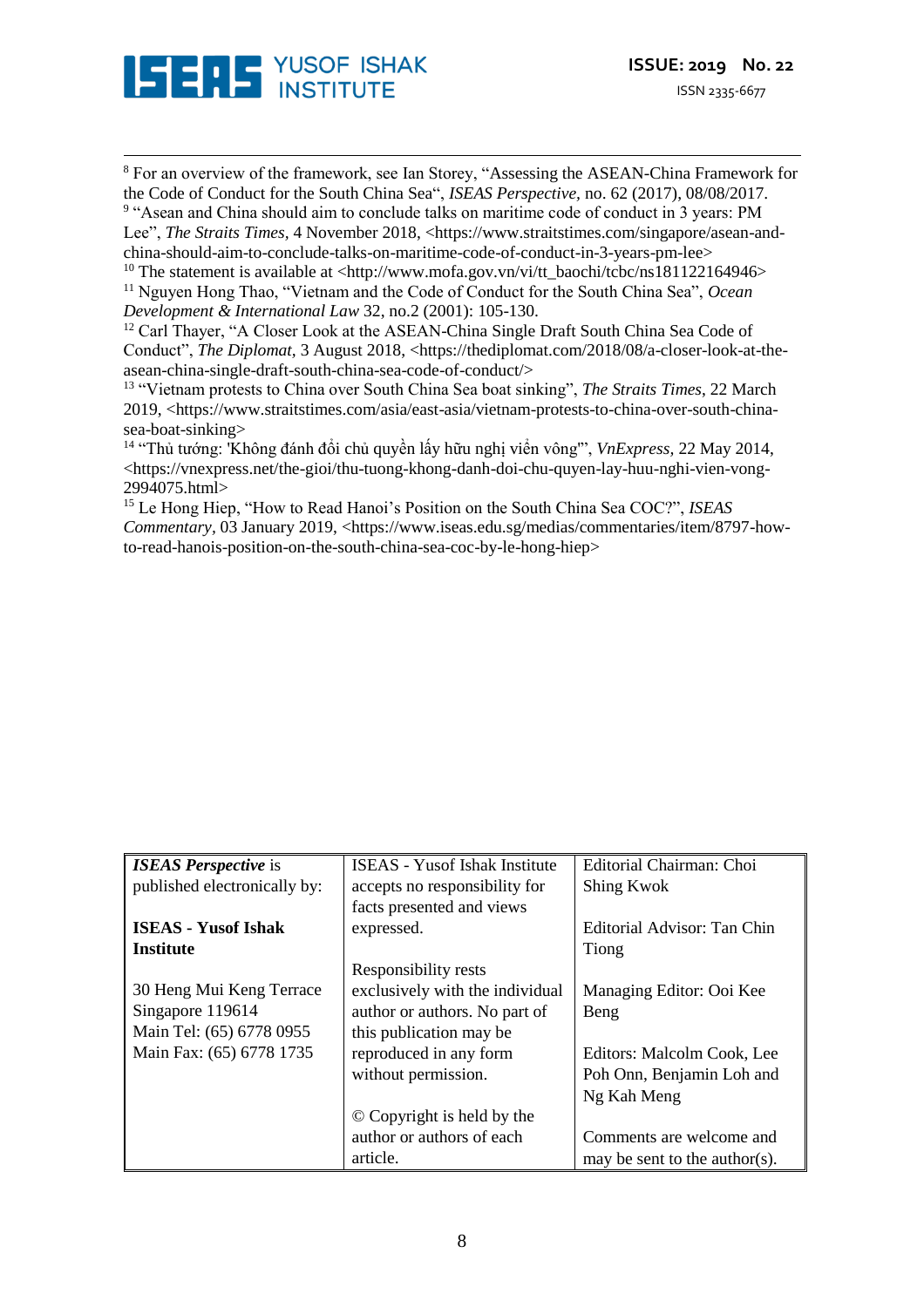[8] For an overview of the framework, see Ian Storey, "Assessing the ASEAN-China Framework for the Code of Conduct for the South China Sea", *ISEAS Perspective,* no. 62 (2017), 08/08/2017.

[9] "Asean and China should aim to conclude talks on maritime code of conduct in 3 years: PM Lee", *The Straits Times*, 4 November 2018, <https://www.straitstimes.com/singapore/asean-and-china-should-aim-to-conclude-talks-on-maritime-code-of-conduct-in-3-years-pm-lee>

[10] The statement is available at <http://www.mofa.gov.vn/vi/tt_baochi/tcbc/ns181122164946>

[11] Nguyen Hong Thao, "Vietnam and the Code of Conduct for the South China Sea", *Ocean Development & International Law* 32, no.2 (2001): 105-130.

[12] Carl Thayer, "A Closer Look at the ASEAN-China Single Draft South China Sea Code of Conduct", *The Diplomat,* 3 August 2018, <https://thediplomat.com/2018/08/a-closer-look-at-the-asean-china-single-draft-south-china-sea-code-of-conduct/>

[13] "Vietnam protests to China over South China Sea boat sinking", *The Straits Times*, 22 March 2019, <https://www.straitstimes.com/asia/east-asia/vietnam-protests-to-china-over-south-china-sea-boat-sinking>

[14] "Thủ tướng: 'Không đánh đổi chủ quyền lấy hữu nghị viển vông'", *VnExpress,* 22 May 2014, <https://vnexpress.net/the-gioi/thu-tuong-khong-danh-doi-chu-quyen-lay-huu-nghi-vien-vong-2994075.html>

[15] Le Hong Hiep, "How to Read Hanoi's Position on the South China Sea COC?", *ISEAS Commentary*, 03 January 2019, <https://www.iseas.edu.sg/medias/commentaries/item/8797-how-to-read-hanois-position-on-the-south-china-sea-coc-by-le-hong-hiep>

| | | |
|---|---|---|
| ***ISEAS Perspective*** is published electronically by:<br><br>**ISEAS - Yusof Ishak Institute**<br><br>30 Heng Mui Keng Terrace<br>Singapore 119614<br>Main Tel: (65) 6778 0955<br>Main Fax: (65) 6778 1735 | ISEAS - Yusof Ishak Institute accepts no responsibility for facts presented and views expressed.<br><br>Responsibility rests exclusively with the individual author or authors. No part of this publication may be reproduced in any form without permission.<br><br>© Copyright is held by the author or authors of each article. | Editorial Chairman: Choi Shing Kwok<br><br>Editorial Advisor: Tan Chin Tiong<br><br>Managing Editor: Ooi Kee Beng<br><br>Editors: Malcolm Cook, Lee Poh Onn, Benjamin Loh and Ng Kah Meng<br><br>Comments are welcome and may be sent to the author(s). |